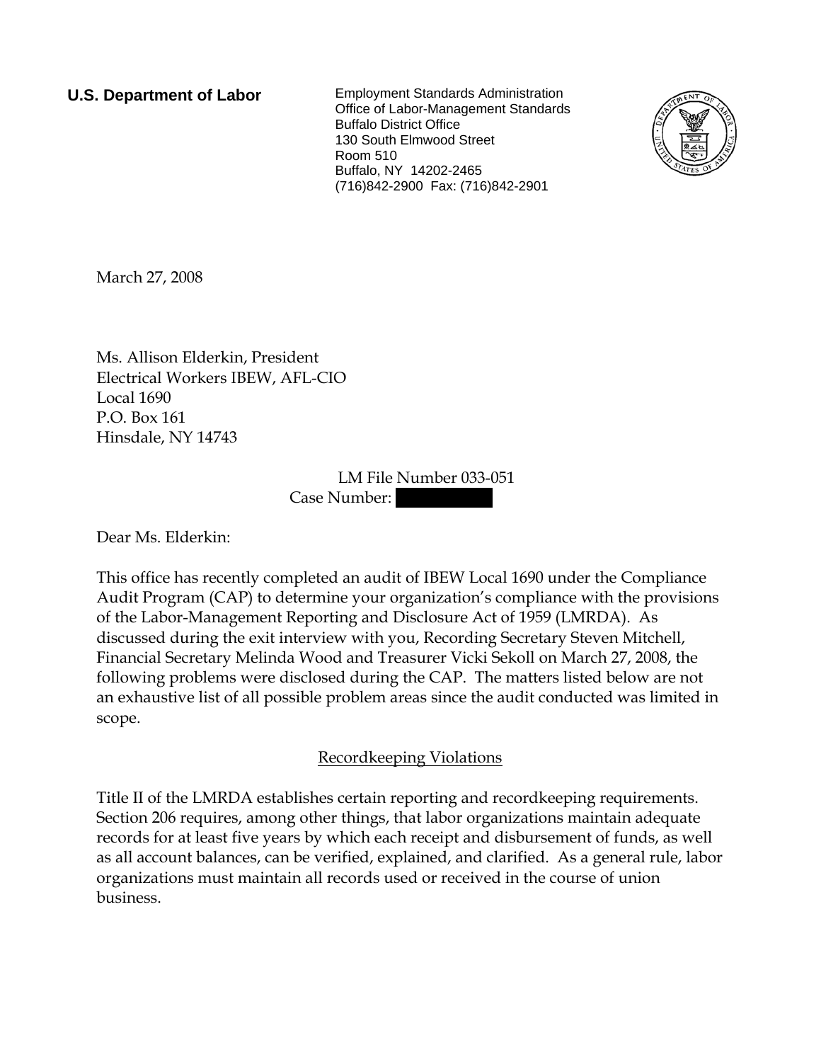**U.S. Department of Labor**

Employment Standards Administration
Office of Labor-Management Standards
Buffalo District Office
130 South Elmwood Street
Room 510
Buffalo, NY 14202-2465
(716)842-2900 Fax: (716)842-2901

March 27, 2008

Ms. Allison Elderkin, President
Electrical Workers IBEW, AFL-CIO
Local 1690
P.O. Box 161
Hinsdale, NY 14743

LM File Number 033-051
Case Number:

Dear Ms. Elderkin:

This office has recently completed an audit of IBEW Local 1690 under the Compliance Audit Program (CAP) to determine your organization's compliance with the provisions of the Labor-Management Reporting and Disclosure Act of 1959 (LMRDA). As discussed during the exit interview with you, Recording Secretary Steven Mitchell, Financial Secretary Melinda Wood and Treasurer Vicki Sekoll on March 27, 2008, the following problems were disclosed during the CAP. The matters listed below are not an exhaustive list of all possible problem areas since the audit conducted was limited in scope.

## Recordkeeping Violations

Title II of the LMRDA establishes certain reporting and recordkeeping requirements. Section 206 requires, among other things, that labor organizations maintain adequate records for at least five years by which each receipt and disbursement of funds, as well as all account balances, can be verified, explained, and clarified. As a general rule, labor organizations must maintain all records used or received in the course of union business.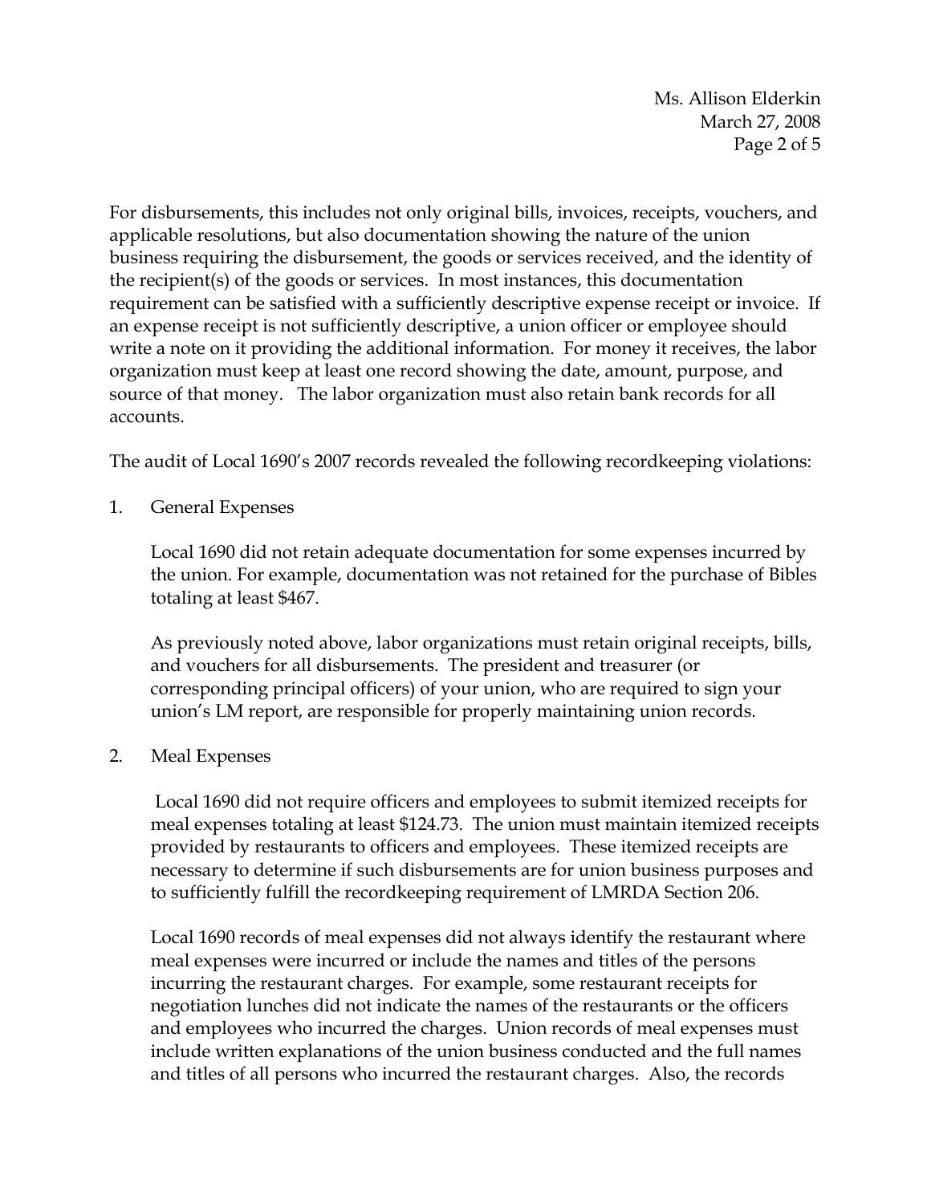For disbursements, this includes not only original bills, invoices, receipts, vouchers, and applicable resolutions, but also documentation showing the nature of the union business requiring the disbursement, the goods or services received, and the identity of the recipient(s) of the goods or services. In most instances, this documentation requirement can be satisfied with a sufficiently descriptive expense receipt or invoice. If an expense receipt is not sufficiently descriptive, a union officer or employee should write a note on it providing the additional information. For money it receives, the labor organization must keep at least one record showing the date, amount, purpose, and source of that money. The labor organization must also retain bank records for all accounts.

The audit of Local 1690's 2007 records revealed the following recordkeeping violations:

1. General Expenses

   Local 1690 did not retain adequate documentation for some expenses incurred by the union. For example, documentation was not retained for the purchase of Bibles totaling at least $467.

   As previously noted above, labor organizations must retain original receipts, bills, and vouchers for all disbursements. The president and treasurer (or corresponding principal officers) of your union, who are required to sign your union's LM report, are responsible for properly maintaining union records.

2. Meal Expenses

   Local 1690 did not require officers and employees to submit itemized receipts for meal expenses totaling at least $124.73. The union must maintain itemized receipts provided by restaurants to officers and employees. These itemized receipts are necessary to determine if such disbursements are for union business purposes and to sufficiently fulfill the recordkeeping requirement of LMRDA Section 206.

   Local 1690 records of meal expenses did not always identify the restaurant where meal expenses were incurred or include the names and titles of the persons incurring the restaurant charges. For example, some restaurant receipts for negotiation lunches did not indicate the names of the restaurants or the officers and employees who incurred the charges. Union records of meal expenses must include written explanations of the union business conducted and the full names and titles of all persons who incurred the restaurant charges. Also, the records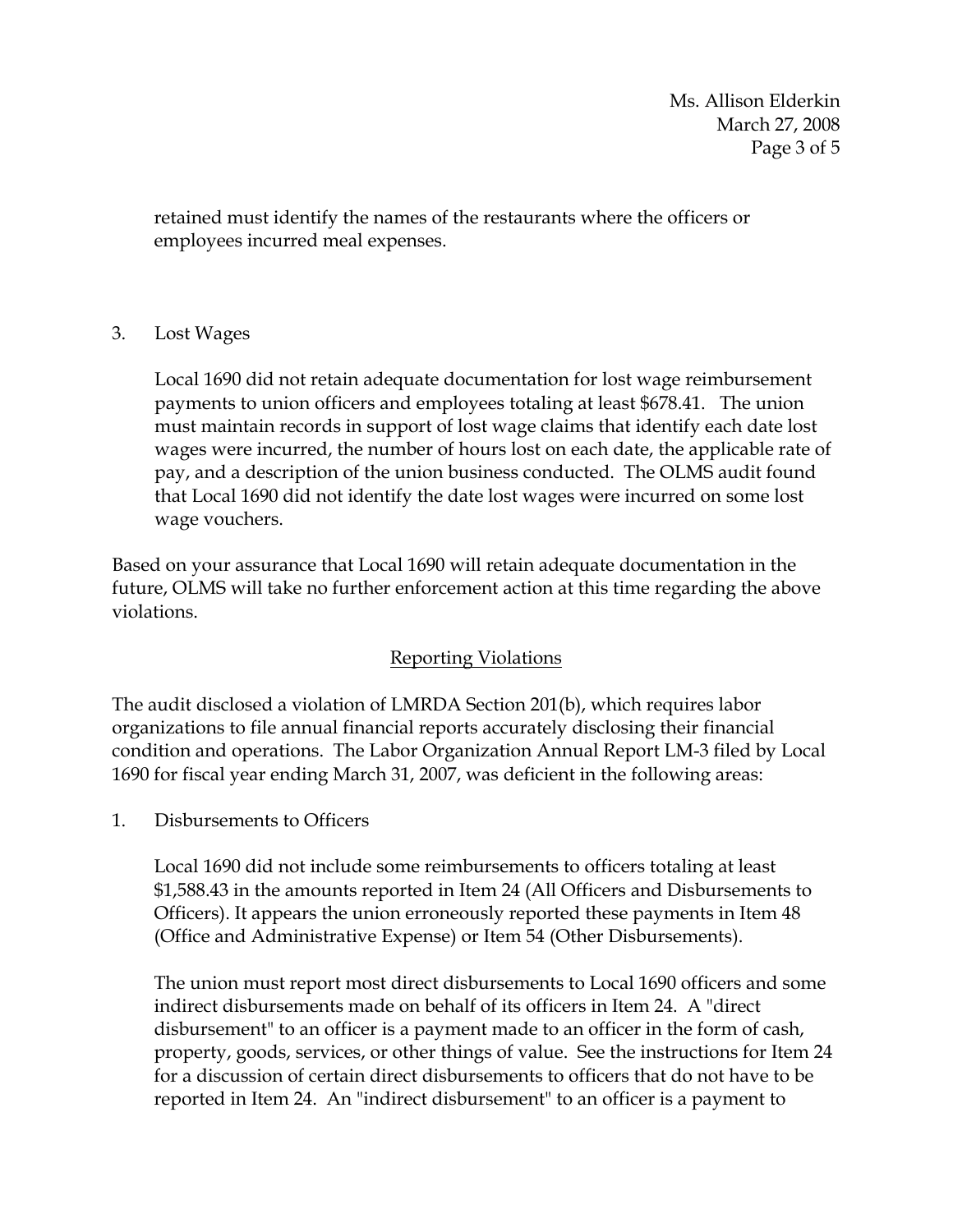retained must identify the names of the restaurants where the officers or employees incurred meal expenses.

3. Lost Wages

   Local 1690 did not retain adequate documentation for lost wage reimbursement payments to union officers and employees totaling at least $678.41. The union must maintain records in support of lost wage claims that identify each date lost wages were incurred, the number of hours lost on each date, the applicable rate of pay, and a description of the union business conducted. The OLMS audit found that Local 1690 did not identify the date lost wages were incurred on some lost wage vouchers.

Based on your assurance that Local 1690 will retain adequate documentation in the future, OLMS will take no further enforcement action at this time regarding the above violations.

## Reporting Violations

The audit disclosed a violation of LMRDA Section 201(b), which requires labor organizations to file annual financial reports accurately disclosing their financial condition and operations. The Labor Organization Annual Report LM-3 filed by Local 1690 for fiscal year ending March 31, 2007, was deficient in the following areas:

1. Disbursements to Officers

   Local 1690 did not include some reimbursements to officers totaling at least $1,588.43 in the amounts reported in Item 24 (All Officers and Disbursements to Officers). It appears the union erroneously reported these payments in Item 48 (Office and Administrative Expense) or Item 54 (Other Disbursements).

   The union must report most direct disbursements to Local 1690 officers and some indirect disbursements made on behalf of its officers in Item 24. A "direct disbursement" to an officer is a payment made to an officer in the form of cash, property, goods, services, or other things of value. See the instructions for Item 24 for a discussion of certain direct disbursements to officers that do not have to be reported in Item 24. An "indirect disbursement" to an officer is a payment to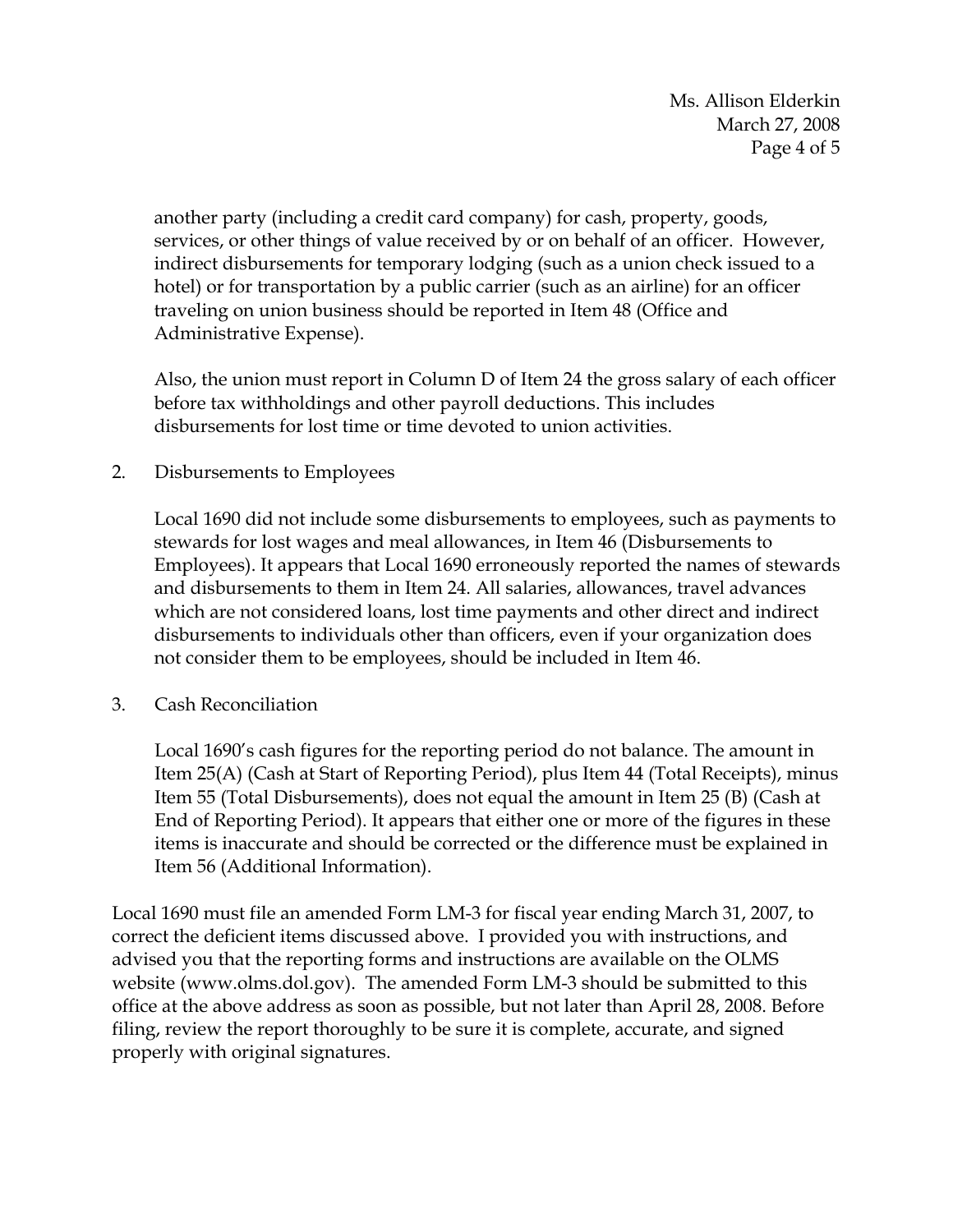another party (including a credit card company) for cash, property, goods, services, or other things of value received by or on behalf of an officer. However, indirect disbursements for temporary lodging (such as a union check issued to a hotel) or for transportation by a public carrier (such as an airline) for an officer traveling on union business should be reported in Item 48 (Office and Administrative Expense).

Also, the union must report in Column D of Item 24 the gross salary of each officer before tax withholdings and other payroll deductions. This includes disbursements for lost time or time devoted to union activities.

2. Disbursements to Employees

   Local 1690 did not include some disbursements to employees, such as payments to stewards for lost wages and meal allowances, in Item 46 (Disbursements to Employees). It appears that Local 1690 erroneously reported the names of stewards and disbursements to them in Item 24. All salaries, allowances, travel advances which are not considered loans, lost time payments and other direct and indirect disbursements to individuals other than officers, even if your organization does not consider them to be employees, should be included in Item 46.

3. Cash Reconciliation

   Local 1690's cash figures for the reporting period do not balance. The amount in Item 25(A) (Cash at Start of Reporting Period), plus Item 44 (Total Receipts), minus Item 55 (Total Disbursements), does not equal the amount in Item 25 (B) (Cash at End of Reporting Period). It appears that either one or more of the figures in these items is inaccurate and should be corrected or the difference must be explained in Item 56 (Additional Information).

Local 1690 must file an amended Form LM-3 for fiscal year ending March 31, 2007, to correct the deficient items discussed above. I provided you with instructions, and advised you that the reporting forms and instructions are available on the OLMS website (www.olms.dol.gov). The amended Form LM-3 should be submitted to this office at the above address as soon as possible, but not later than April 28, 2008. Before filing, review the report thoroughly to be sure it is complete, accurate, and signed properly with original signatures.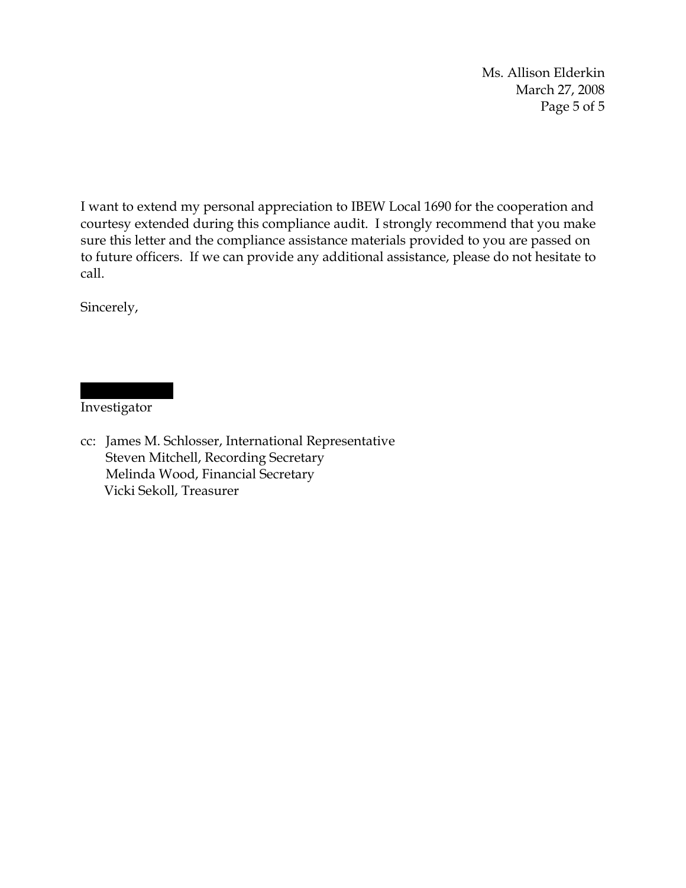I want to extend my personal appreciation to IBEW Local 1690 for the cooperation and courtesy extended during this compliance audit. I strongly recommend that you make sure this letter and the compliance assistance materials provided to you are passed on to future officers. If we can provide any additional assistance, please do not hesitate to call.

Sincerely,

Investigator

cc: James M. Schlosser, International Representative
Steven Mitchell, Recording Secretary
Melinda Wood, Financial Secretary
Vicki Sekoll, Treasurer